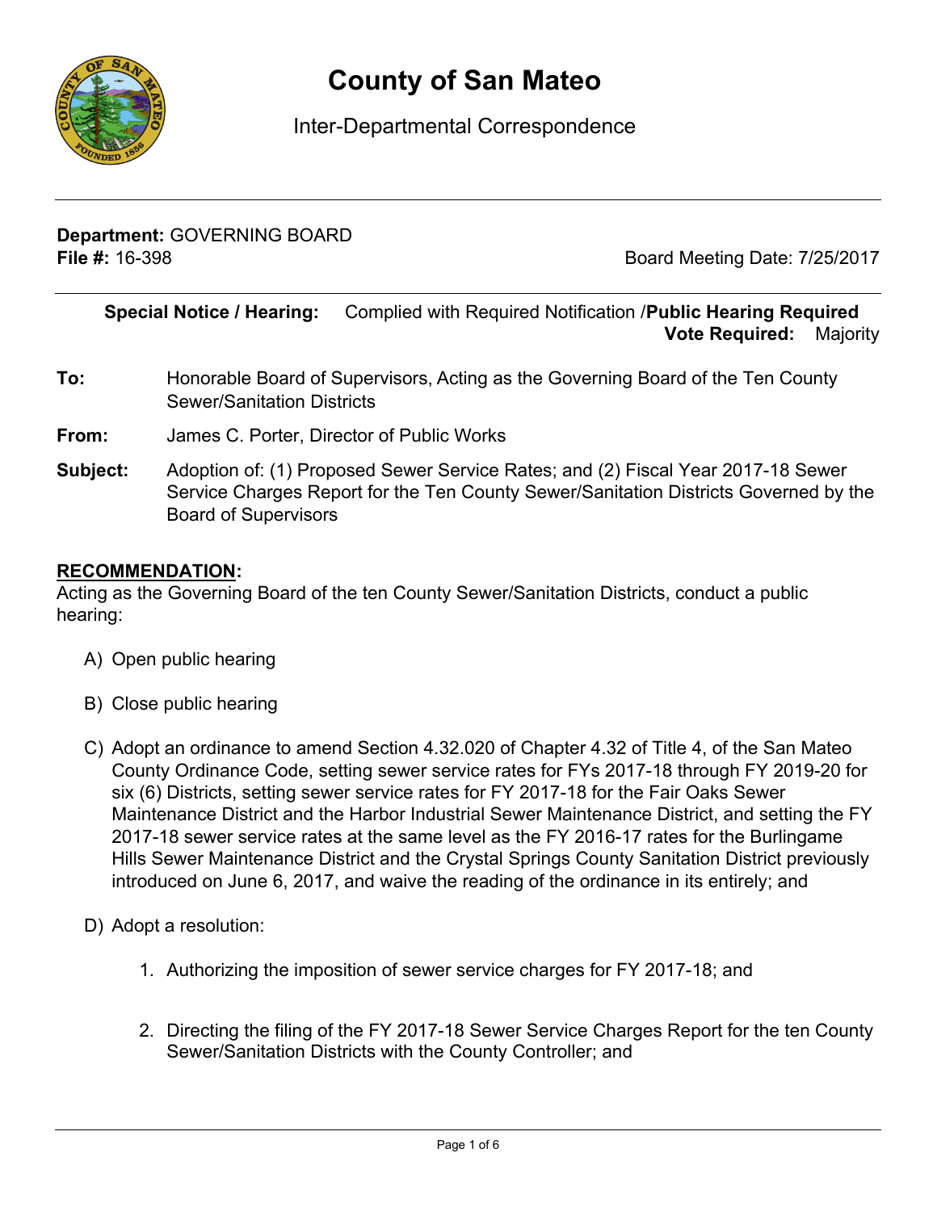# County of San Mateo

Inter-Departmental Correspondence

**Department:** GOVERNING BOARD
**File #:** 16-398 Board Meeting Date: 7/25/2017

**Special Notice / Hearing:** Complied with Required Notification /**Public Hearing Required**
**Vote Required:** Majority

**To:** Honorable Board of Supervisors, Acting as the Governing Board of the Ten County Sewer/Sanitation Districts

**From:** James C. Porter, Director of Public Works

**Subject:** Adoption of: (1) Proposed Sewer Service Rates; and (2) Fiscal Year 2017-18 Sewer Service Charges Report for the Ten County Sewer/Sanitation Districts Governed by the Board of Supervisors

**RECOMMENDATION:**

Acting as the Governing Board of the ten County Sewer/Sanitation Districts, conduct a public hearing:

A) Open public hearing

B) Close public hearing

C) Adopt an ordinance to amend Section 4.32.020 of Chapter 4.32 of Title 4, of the San Mateo County Ordinance Code, setting sewer service rates for FYs 2017-18 through FY 2019-20 for six (6) Districts, setting sewer service rates for FY 2017-18 for the Fair Oaks Sewer Maintenance District and the Harbor Industrial Sewer Maintenance District, and setting the FY 2017-18 sewer service rates at the same level as the FY 2016-17 rates for the Burlingame Hills Sewer Maintenance District and the Crystal Springs County Sanitation District previously introduced on June 6, 2017, and waive the reading of the ordinance in its entirely; and

D) Adopt a resolution:

1. Authorizing the imposition of sewer service charges for FY 2017-18; and

2. Directing the filing of the FY 2017-18 Sewer Service Charges Report for the ten County Sewer/Sanitation Districts with the County Controller; and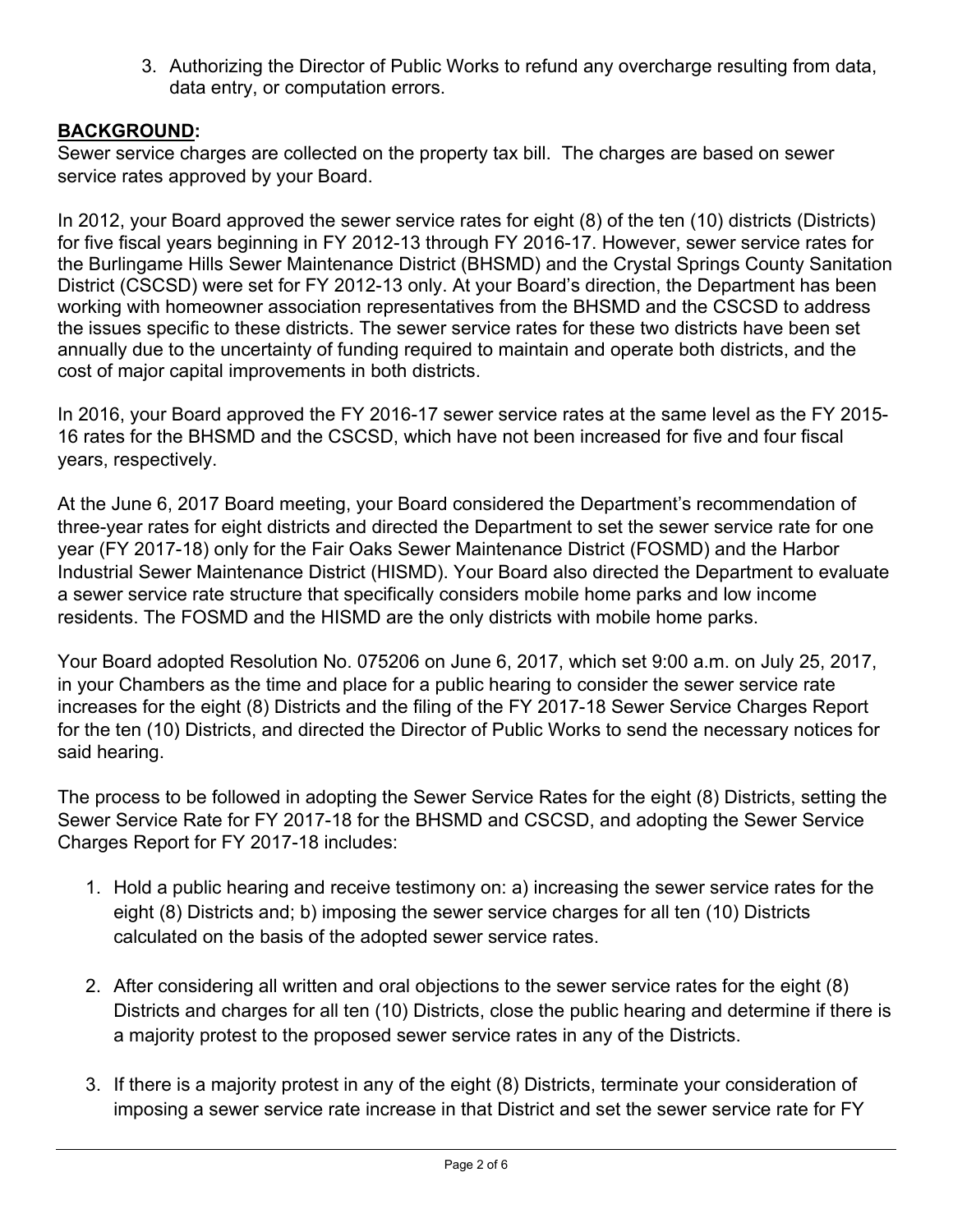3. Authorizing the Director of Public Works to refund any overcharge resulting from data, data entry, or computation errors.

**BACKGROUND:**

Sewer service charges are collected on the property tax bill. The charges are based on sewer service rates approved by your Board.

In 2012, your Board approved the sewer service rates for eight (8) of the ten (10) districts (Districts) for five fiscal years beginning in FY 2012-13 through FY 2016-17. However, sewer service rates for the Burlingame Hills Sewer Maintenance District (BHSMD) and the Crystal Springs County Sanitation District (CSCSD) were set for FY 2012-13 only. At your Board's direction, the Department has been working with homeowner association representatives from the BHSMD and the CSCSD to address the issues specific to these districts. The sewer service rates for these two districts have been set annually due to the uncertainty of funding required to maintain and operate both districts, and the cost of major capital improvements in both districts.

In 2016, your Board approved the FY 2016-17 sewer service rates at the same level as the FY 2015-16 rates for the BHSMD and the CSCSD, which have not been increased for five and four fiscal years, respectively.

At the June 6, 2017 Board meeting, your Board considered the Department's recommendation of three-year rates for eight districts and directed the Department to set the sewer service rate for one year (FY 2017-18) only for the Fair Oaks Sewer Maintenance District (FOSMD) and the Harbor Industrial Sewer Maintenance District (HISMD). Your Board also directed the Department to evaluate a sewer service rate structure that specifically considers mobile home parks and low income residents. The FOSMD and the HISMD are the only districts with mobile home parks.

Your Board adopted Resolution No. 075206 on June 6, 2017, which set 9:00 a.m. on July 25, 2017, in your Chambers as the time and place for a public hearing to consider the sewer service rate increases for the eight (8) Districts and the filing of the FY 2017-18 Sewer Service Charges Report for the ten (10) Districts, and directed the Director of Public Works to send the necessary notices for said hearing.

The process to be followed in adopting the Sewer Service Rates for the eight (8) Districts, setting the Sewer Service Rate for FY 2017-18 for the BHSMD and CSCSD, and adopting the Sewer Service Charges Report for FY 2017-18 includes:

1. Hold a public hearing and receive testimony on: a) increasing the sewer service rates for the eight (8) Districts and; b) imposing the sewer service charges for all ten (10) Districts calculated on the basis of the adopted sewer service rates.

2. After considering all written and oral objections to the sewer service rates for the eight (8) Districts and charges for all ten (10) Districts, close the public hearing and determine if there is a majority protest to the proposed sewer service rates in any of the Districts.

3. If there is a majority protest in any of the eight (8) Districts, terminate your consideration of imposing a sewer service rate increase in that District and set the sewer service rate for FY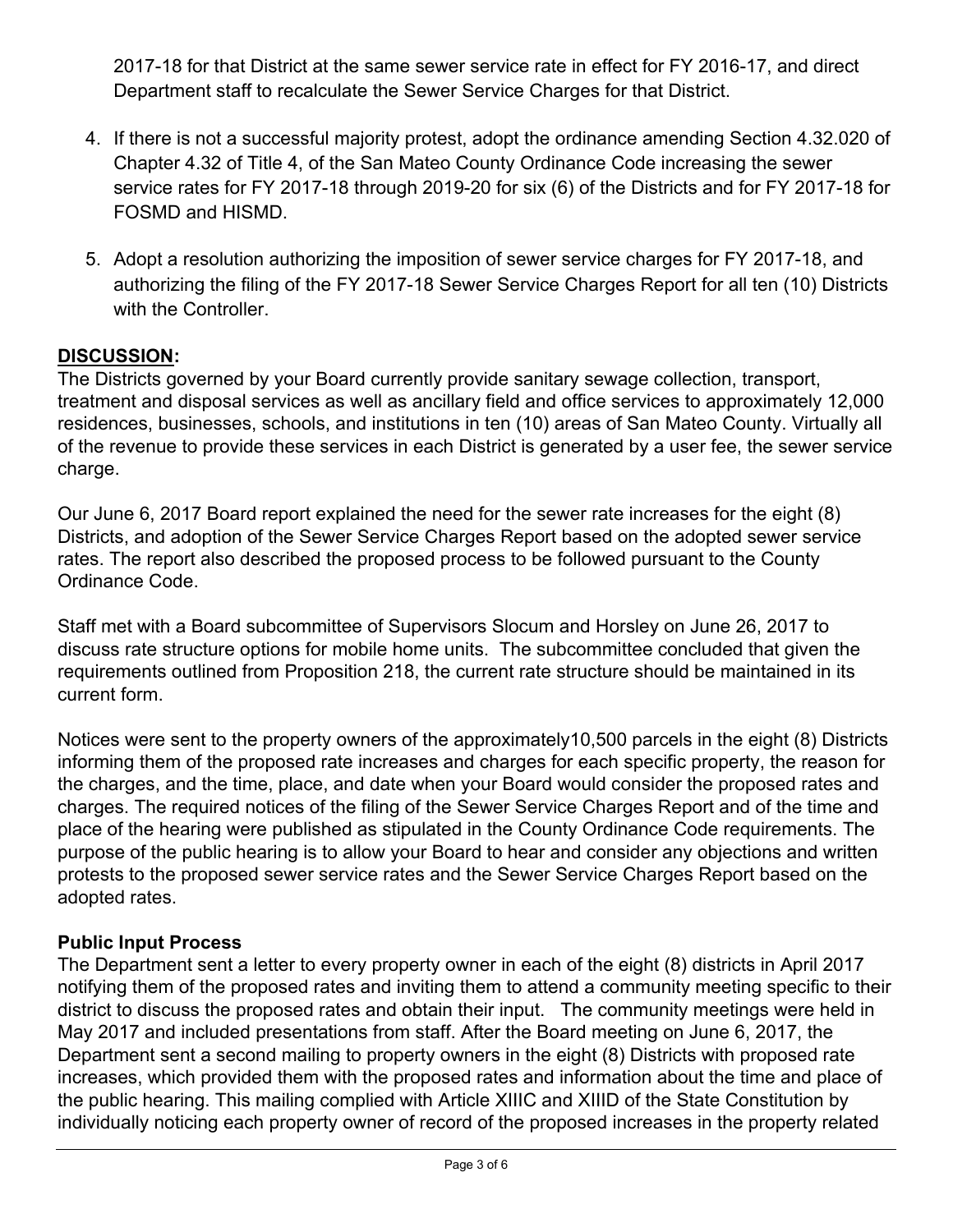2017-18 for that District at the same sewer service rate in effect for FY 2016-17, and direct Department staff to recalculate the Sewer Service Charges for that District.

4. If there is not a successful majority protest, adopt the ordinance amending Section 4.32.020 of Chapter 4.32 of Title 4, of the San Mateo County Ordinance Code increasing the sewer service rates for FY 2017-18 through 2019-20 for six (6) of the Districts and for FY 2017-18 for FOSMD and HISMD.

5. Adopt a resolution authorizing the imposition of sewer service charges for FY 2017-18, and authorizing the filing of the FY 2017-18 Sewer Service Charges Report for all ten (10) Districts with the Controller.

## DISCUSSION:

The Districts governed by your Board currently provide sanitary sewage collection, transport, treatment and disposal services as well as ancillary field and office services to approximately 12,000 residences, businesses, schools, and institutions in ten (10) areas of San Mateo County. Virtually all of the revenue to provide these services in each District is generated by a user fee, the sewer service charge.

Our June 6, 2017 Board report explained the need for the sewer rate increases for the eight (8) Districts, and adoption of the Sewer Service Charges Report based on the adopted sewer service rates. The report also described the proposed process to be followed pursuant to the County Ordinance Code.

Staff met with a Board subcommittee of Supervisors Slocum and Horsley on June 26, 2017 to discuss rate structure options for mobile home units. The subcommittee concluded that given the requirements outlined from Proposition 218, the current rate structure should be maintained in its current form.

Notices were sent to the property owners of the approximately10,500 parcels in the eight (8) Districts informing them of the proposed rate increases and charges for each specific property, the reason for the charges, and the time, place, and date when your Board would consider the proposed rates and charges. The required notices of the filing of the Sewer Service Charges Report and of the time and place of the hearing were published as stipulated in the County Ordinance Code requirements. The purpose of the public hearing is to allow your Board to hear and consider any objections and written protests to the proposed sewer service rates and the Sewer Service Charges Report based on the adopted rates.

### Public Input Process

The Department sent a letter to every property owner in each of the eight (8) districts in April 2017 notifying them of the proposed rates and inviting them to attend a community meeting specific to their district to discuss the proposed rates and obtain their input. The community meetings were held in May 2017 and included presentations from staff. After the Board meeting on June 6, 2017, the Department sent a second mailing to property owners in the eight (8) Districts with proposed rate increases, which provided them with the proposed rates and information about the time and place of the public hearing. This mailing complied with Article XIIIC and XIIID of the State Constitution by individually noticing each property owner of record of the proposed increases in the property related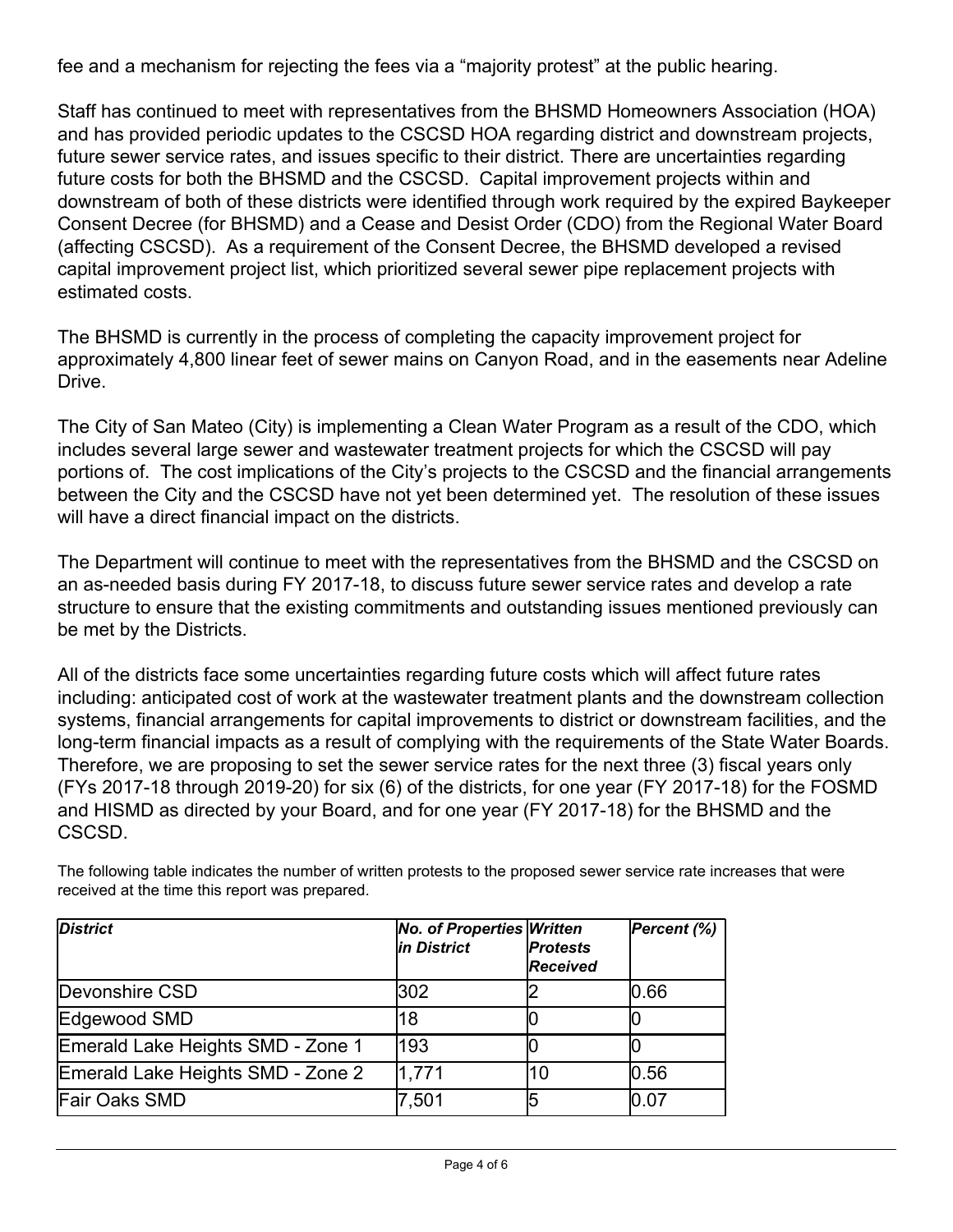fee and a mechanism for rejecting the fees via a "majority protest" at the public hearing.

Staff has continued to meet with representatives from the BHSMD Homeowners Association (HOA) and has provided periodic updates to the CSCSD HOA regarding district and downstream projects, future sewer service rates, and issues specific to their district. There are uncertainties regarding future costs for both the BHSMD and the CSCSD. Capital improvement projects within and downstream of both of these districts were identified through work required by the expired Baykeeper Consent Decree (for BHSMD) and a Cease and Desist Order (CDO) from the Regional Water Board (affecting CSCSD). As a requirement of the Consent Decree, the BHSMD developed a revised capital improvement project list, which prioritized several sewer pipe replacement projects with estimated costs.

The BHSMD is currently in the process of completing the capacity improvement project for approximately 4,800 linear feet of sewer mains on Canyon Road, and in the easements near Adeline Drive.

The City of San Mateo (City) is implementing a Clean Water Program as a result of the CDO, which includes several large sewer and wastewater treatment projects for which the CSCSD will pay portions of. The cost implications of the City's projects to the CSCSD and the financial arrangements between the City and the CSCSD have not yet been determined yet. The resolution of these issues will have a direct financial impact on the districts.

The Department will continue to meet with the representatives from the BHSMD and the CSCSD on an as-needed basis during FY 2017-18, to discuss future sewer service rates and develop a rate structure to ensure that the existing commitments and outstanding issues mentioned previously can be met by the Districts.

All of the districts face some uncertainties regarding future costs which will affect future rates including: anticipated cost of work at the wastewater treatment plants and the downstream collection systems, financial arrangements for capital improvements to district or downstream facilities, and the long-term financial impacts as a result of complying with the requirements of the State Water Boards. Therefore, we are proposing to set the sewer service rates for the next three (3) fiscal years only (FYs 2017-18 through 2019-20) for six (6) of the districts, for one year (FY 2017-18) for the FOSMD and HISMD as directed by your Board, and for one year (FY 2017-18) for the BHSMD and the CSCSD.

The following table indicates the number of written protests to the proposed sewer service rate increases that were received at the time this report was prepared.

| *District* | *No. of Properties in District* | *Written Protests Received* | *Percent (%)* |
|---|---|---|---|
| Devonshire CSD | 302 | 2 | 0.66 |
| Edgewood SMD | 18 | 0 | 0 |
| Emerald Lake Heights SMD - Zone 1 | 193 | 0 | 0 |
| Emerald Lake Heights SMD - Zone 2 | 1,771 | 10 | 0.56 |
| Fair Oaks SMD | 7,501 | 5 | 0.07 |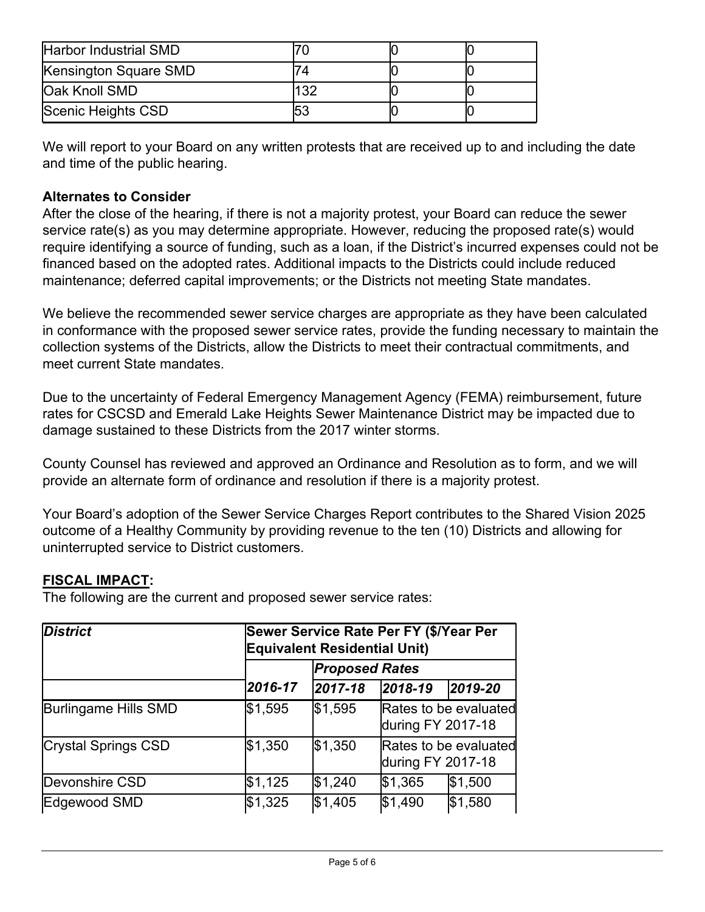| Harbor Industrial SMD | 70 | 0 | 0 |
|---|---|---|---|
| Kensington Square SMD | 74 | 0 | 0 |
| Oak Knoll SMD | 132 | 0 | 0 |
| Scenic Heights CSD | 53 | 0 | 0 |

We will report to your Board on any written protests that are received up to and including the date and time of the public hearing.

**Alternates to Consider**

After the close of the hearing, if there is not a majority protest, your Board can reduce the sewer service rate(s) as you may determine appropriate. However, reducing the proposed rate(s) would require identifying a source of funding, such as a loan, if the District's incurred expenses could not be financed based on the adopted rates. Additional impacts to the Districts could include reduced maintenance; deferred capital improvements; or the Districts not meeting State mandates.

We believe the recommended sewer service charges are appropriate as they have been calculated in conformance with the proposed sewer service rates, provide the funding necessary to maintain the collection systems of the Districts, allow the Districts to meet their contractual commitments, and meet current State mandates.

Due to the uncertainty of Federal Emergency Management Agency (FEMA) reimbursement, future rates for CSCSD and Emerald Lake Heights Sewer Maintenance District may be impacted due to damage sustained to these Districts from the 2017 winter storms.

County Counsel has reviewed and approved an Ordinance and Resolution as to form, and we will provide an alternate form of ordinance and resolution if there is a majority protest.

Your Board's adoption of the Sewer Service Charges Report contributes to the Shared Vision 2025 outcome of a Healthy Community by providing revenue to the ten (10) Districts and allowing for uninterrupted service to District customers.

**FISCAL IMPACT:**

The following are the current and proposed sewer service rates:

| ***District*** | **Sewer Service Rate Per FY ($/Year Per Equivalent Residential Unit)** | | | |
|---|---|---|---|---|
| | | ***Proposed Rates*** | | |
| | ***2016-17*** | ***2017-18*** | ***2018-19*** | ***2019-20*** |
| Burlingame Hills SMD | $1,595 | $1,595 | Rates to be evaluated during FY 2017-18 | |
| Crystal Springs CSD | $1,350 | $1,350 | Rates to be evaluated during FY 2017-18 | |
| Devonshire CSD | $1,125 | $1,240 | $1,365 | $1,500 |
| Edgewood SMD | $1,325 | $1,405 | $1,490 | $1,580 |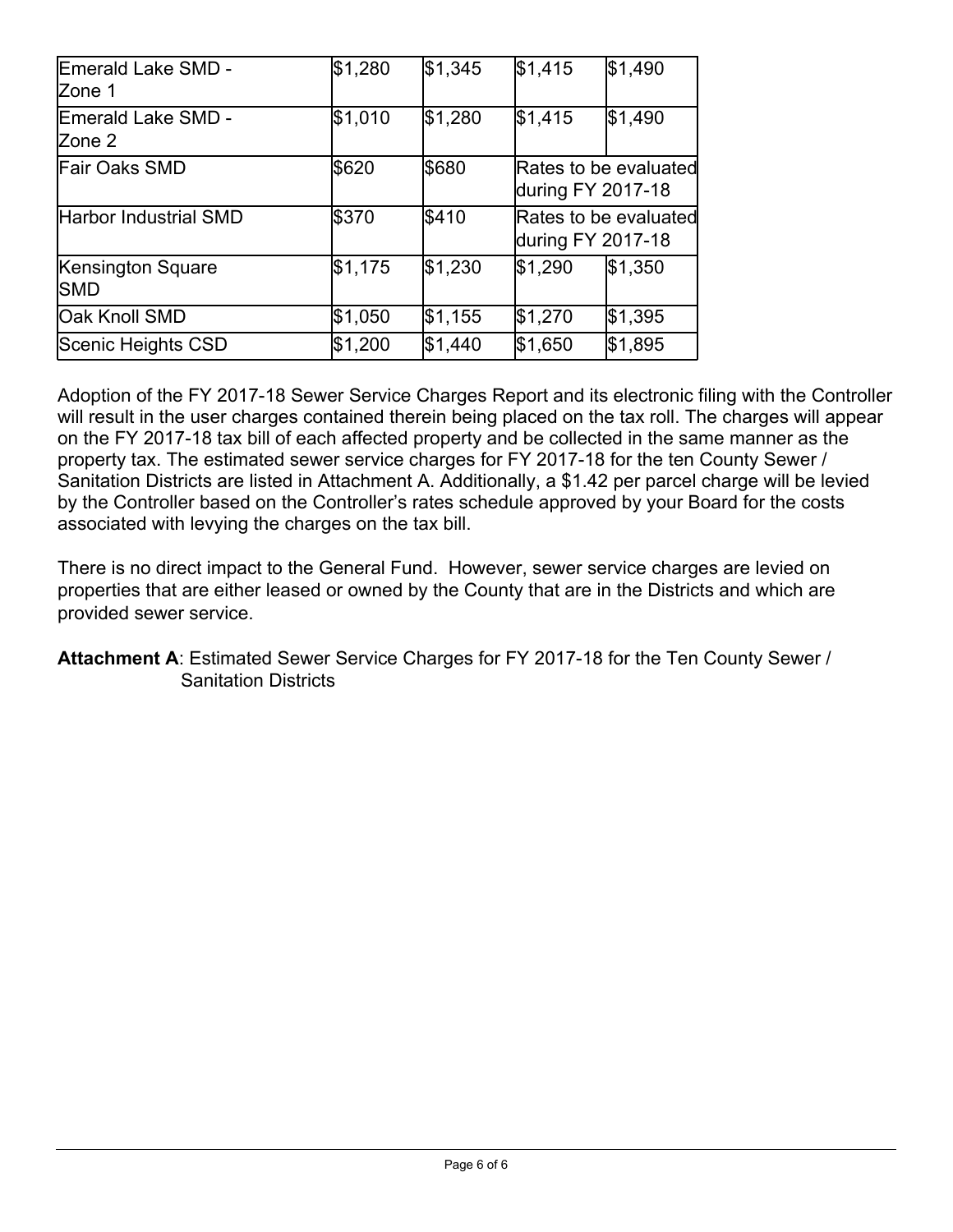| | | | | |
|---|---|---|---|---|
| Emerald Lake SMD - Zone 1 | $1,280 | $1,345 | $1,415 | $1,490 |
| Emerald Lake SMD - Zone 2 | $1,010 | $1,280 | $1,415 | $1,490 |
| Fair Oaks SMD | $620 | $680 | Rates to be evaluated during FY 2017-18 | |
| Harbor Industrial SMD | $370 | $410 | Rates to be evaluated during FY 2017-18 | |
| Kensington Square SMD | $1,175 | $1,230 | $1,290 | $1,350 |
| Oak Knoll SMD | $1,050 | $1,155 | $1,270 | $1,395 |
| Scenic Heights CSD | $1,200 | $1,440 | $1,650 | $1,895 |

Adoption of the FY 2017-18 Sewer Service Charges Report and its electronic filing with the Controller will result in the user charges contained therein being placed on the tax roll. The charges will appear on the FY 2017-18 tax bill of each affected property and be collected in the same manner as the property tax. The estimated sewer service charges for FY 2017-18 for the ten County Sewer / Sanitation Districts are listed in Attachment A. Additionally, a $1.42 per parcel charge will be levied by the Controller based on the Controller's rates schedule approved by your Board for the costs associated with levying the charges on the tax bill.

There is no direct impact to the General Fund. However, sewer service charges are levied on properties that are either leased or owned by the County that are in the Districts and which are provided sewer service.

**Attachment A**: Estimated Sewer Service Charges for FY 2017-18 for the Ten County Sewer / Sanitation Districts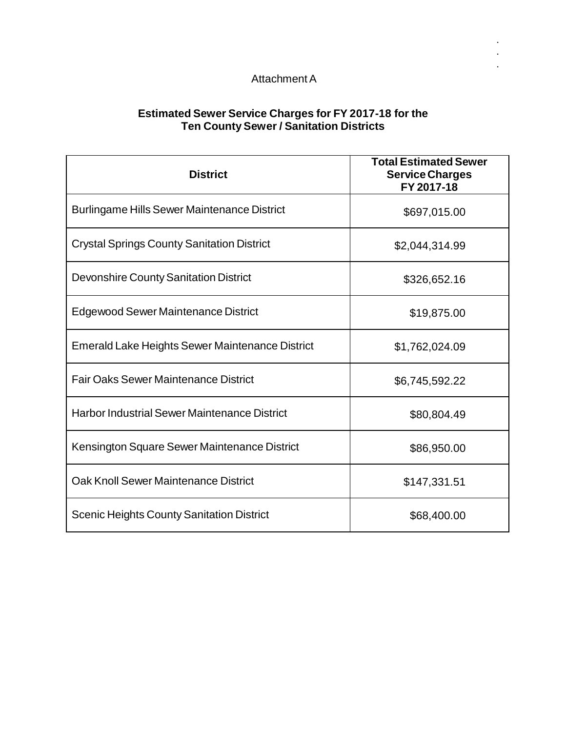Attachment A

**Estimated Sewer Service Charges for FY 2017-18 for the Ten County Sewer / Sanitation Districts**

| District | Total Estimated Sewer Service Charges FY 2017-18 |
|---|---|
| Burlingame Hills Sewer Maintenance District | $697,015.00 |
| Crystal Springs County Sanitation District | $2,044,314.99 |
| Devonshire County Sanitation District | $326,652.16 |
| Edgewood Sewer Maintenance District | $19,875.00 |
| Emerald Lake Heights Sewer Maintenance District | $1,762,024.09 |
| Fair Oaks Sewer Maintenance District | $6,745,592.22 |
| Harbor Industrial Sewer Maintenance District | $80,804.49 |
| Kensington Square Sewer Maintenance District | $86,950.00 |
| Oak Knoll Sewer Maintenance District | $147,331.51 |
| Scenic Heights County Sanitation District | $68,400.00 |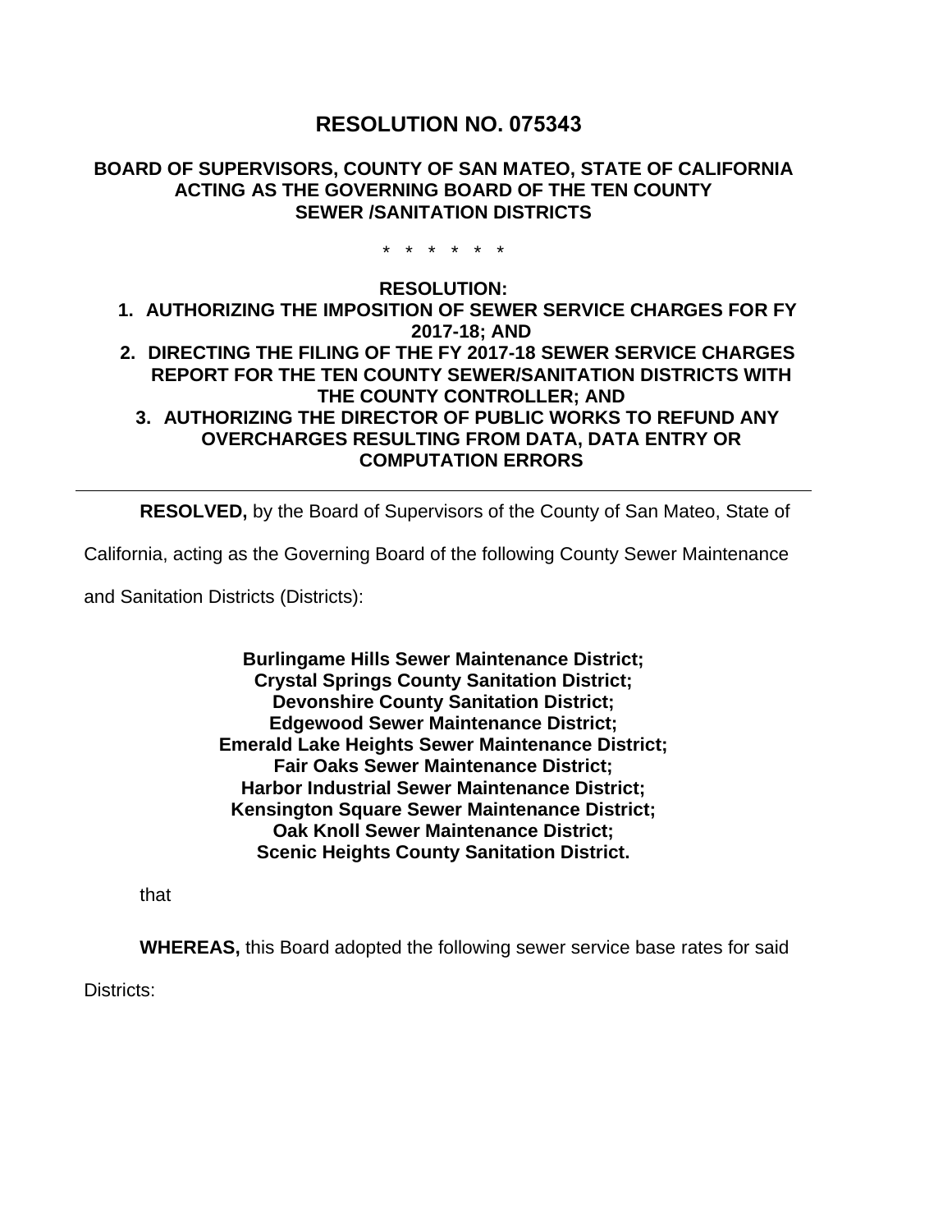# RESOLUTION NO. 075343

**BOARD OF SUPERVISORS, COUNTY OF SAN MATEO, STATE OF CALIFORNIA ACTING AS THE GOVERNING BOARD OF THE TEN COUNTY SEWER /SANITATION DISTRICTS**

\* \* \* \* \* \*

**RESOLUTION:**

1. **AUTHORIZING THE IMPOSITION OF SEWER SERVICE CHARGES FOR FY 2017-18; AND**
2. **DIRECTING THE FILING OF THE FY 2017-18 SEWER SERVICE CHARGES REPORT FOR THE TEN COUNTY SEWER/SANITATION DISTRICTS WITH THE COUNTY CONTROLLER; AND**
3. **AUTHORIZING THE DIRECTOR OF PUBLIC WORKS TO REFUND ANY OVERCHARGES RESULTING FROM DATA, DATA ENTRY OR COMPUTATION ERRORS**

---

**RESOLVED,** by the Board of Supervisors of the County of San Mateo, State of California, acting as the Governing Board of the following County Sewer Maintenance and Sanitation Districts (Districts):

**Burlingame Hills Sewer Maintenance District;**
**Crystal Springs County Sanitation District;**
**Devonshire County Sanitation District;**
**Edgewood Sewer Maintenance District;**
**Emerald Lake Heights Sewer Maintenance District;**
**Fair Oaks Sewer Maintenance District;**
**Harbor Industrial Sewer Maintenance District;**
**Kensington Square Sewer Maintenance District;**
**Oak Knoll Sewer Maintenance District;**
**Scenic Heights County Sanitation District.**

that

**WHEREAS,** this Board adopted the following sewer service base rates for said Districts: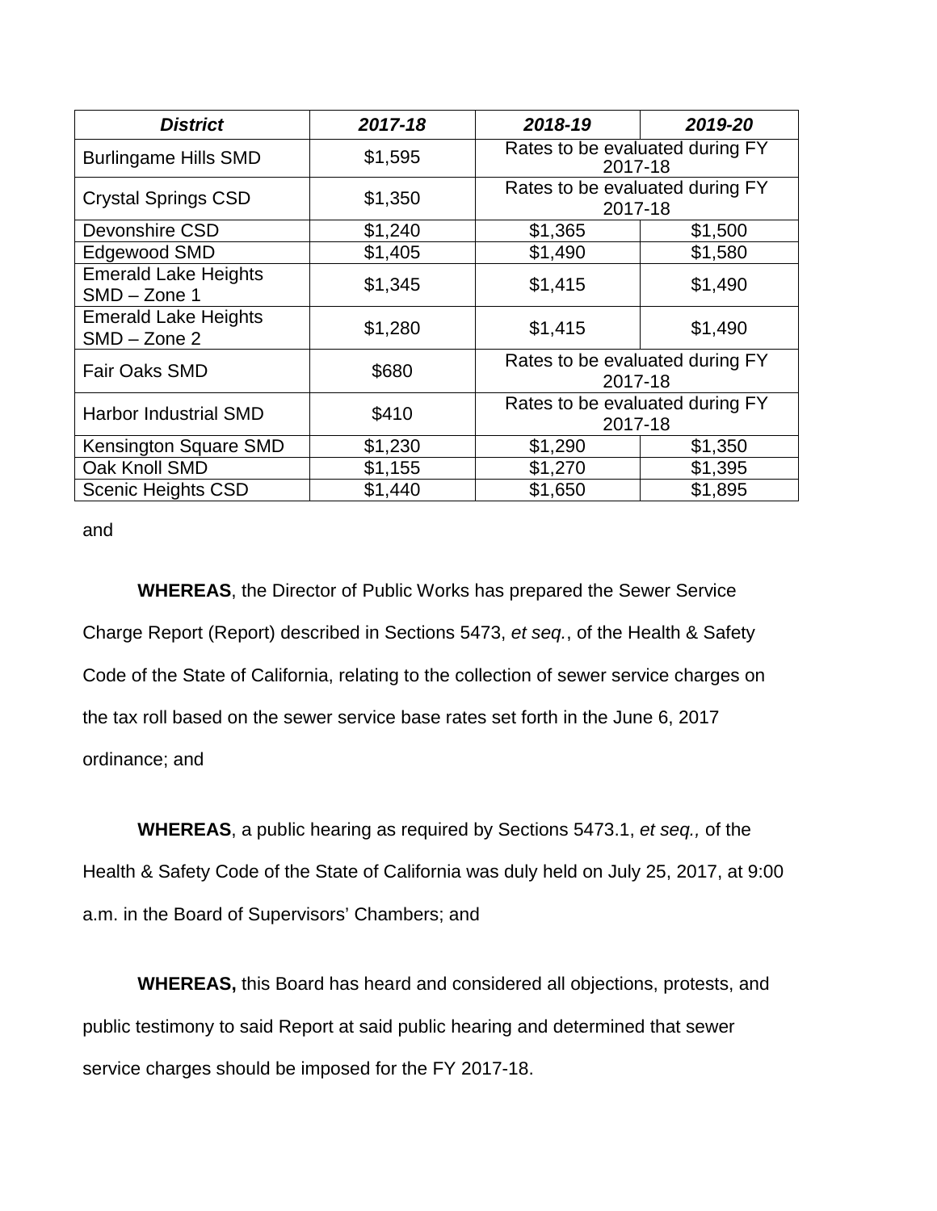| *District* | *2017-18* | *2018-19* | *2019-20* |
|---|---|---|---|
| Burlingame Hills SMD | $1,595 | Rates to be evaluated during FY 2017-18 | |
| Crystal Springs CSD | $1,350 | Rates to be evaluated during FY 2017-18 | |
| Devonshire CSD | $1,240 | $1,365 | $1,500 |
| Edgewood SMD | $1,405 | $1,490 | $1,580 |
| Emerald Lake Heights SMD – Zone 1 | $1,345 | $1,415 | $1,490 |
| Emerald Lake Heights SMD – Zone 2 | $1,280 | $1,415 | $1,490 |
| Fair Oaks SMD | $680 | Rates to be evaluated during FY 2017-18 | |
| Harbor Industrial SMD | $410 | Rates to be evaluated during FY 2017-18 | |
| Kensington Square SMD | $1,230 | $1,290 | $1,350 |
| Oak Knoll SMD | $1,155 | $1,270 | $1,395 |
| Scenic Heights CSD | $1,440 | $1,650 | $1,895 |

and

**WHEREAS**, the Director of Public Works has prepared the Sewer Service Charge Report (Report) described in Sections 5473, *et seq.*, of the Health & Safety Code of the State of California, relating to the collection of sewer service charges on the tax roll based on the sewer service base rates set forth in the June 6, 2017 ordinance; and

**WHEREAS**, a public hearing as required by Sections 5473.1, *et seq.,* of the Health & Safety Code of the State of California was duly held on July 25, 2017, at 9:00 a.m. in the Board of Supervisors' Chambers; and

**WHEREAS,** this Board has heard and considered all objections, protests, and public testimony to said Report at said public hearing and determined that sewer service charges should be imposed for the FY 2017-18.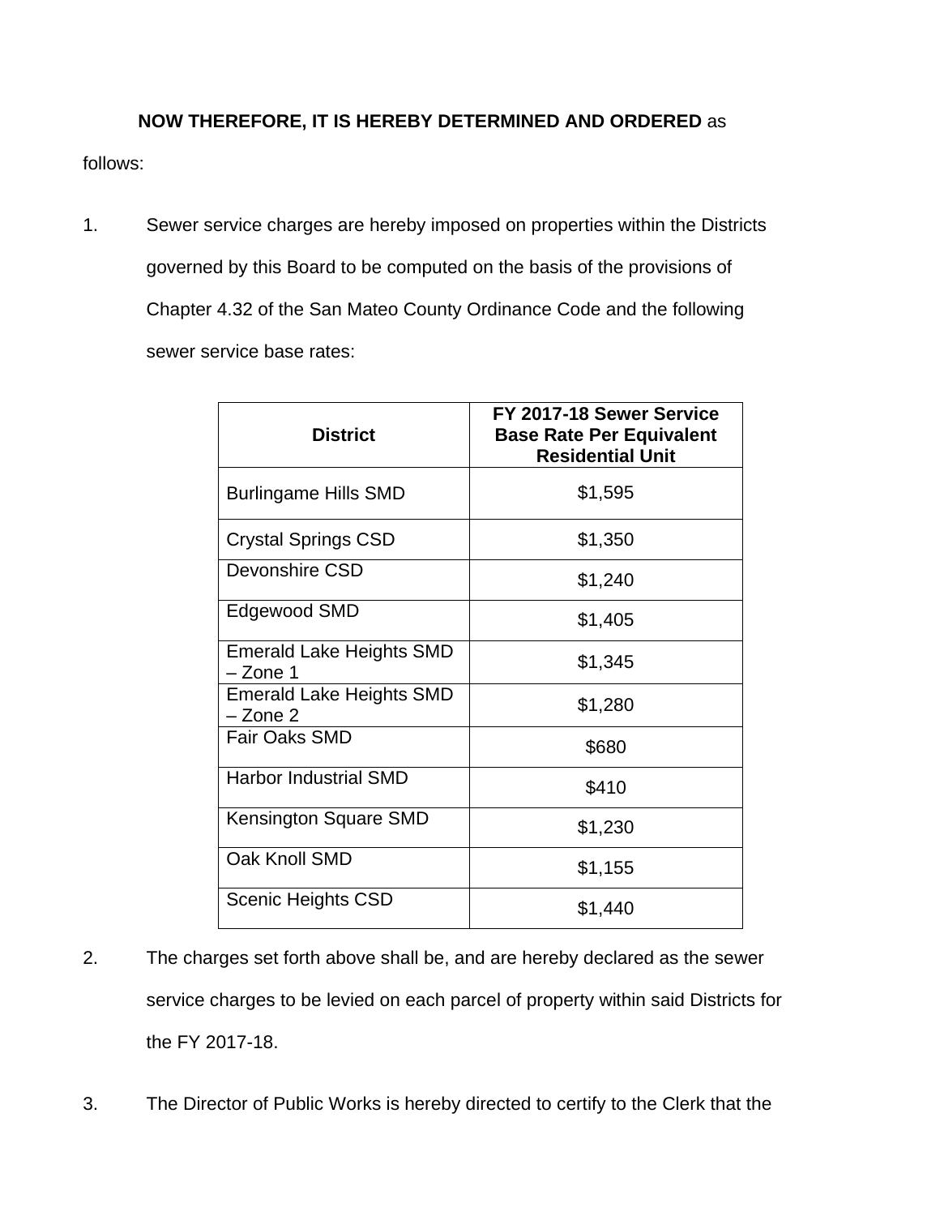**NOW THEREFORE, IT IS HEREBY DETERMINED AND ORDERED** as follows:

1. Sewer service charges are hereby imposed on properties within the Districts governed by this Board to be computed on the basis of the provisions of Chapter 4.32 of the San Mateo County Ordinance Code and the following sewer service base rates:

| District | FY 2017-18 Sewer Service Base Rate Per Equivalent Residential Unit |
|---|---|
| Burlingame Hills SMD | $1,595 |
| Crystal Springs CSD | $1,350 |
| Devonshire CSD | $1,240 |
| Edgewood SMD | $1,405 |
| Emerald Lake Heights SMD – Zone 1 | $1,345 |
| Emerald Lake Heights SMD – Zone 2 | $1,280 |
| Fair Oaks SMD | $680 |
| Harbor Industrial SMD | $410 |
| Kensington Square SMD | $1,230 |
| Oak Knoll SMD | $1,155 |
| Scenic Heights CSD | $1,440 |

2. The charges set forth above shall be, and are hereby declared as the sewer service charges to be levied on each parcel of property within said Districts for the FY 2017-18.

3. The Director of Public Works is hereby directed to certify to the Clerk that the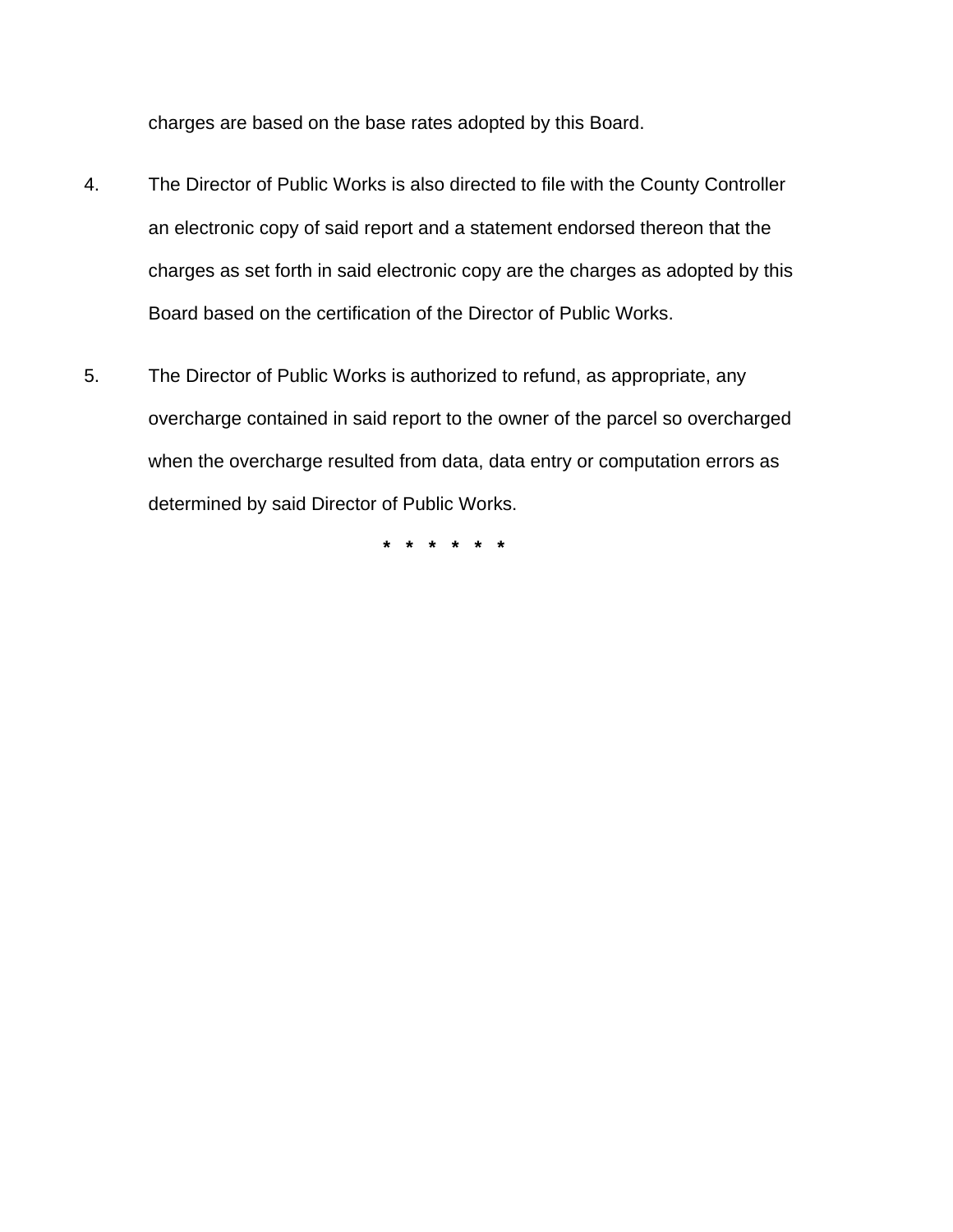charges are based on the base rates adopted by this Board.

4. The Director of Public Works is also directed to file with the County Controller an electronic copy of said report and a statement endorsed thereon that the charges as set forth in said electronic copy are the charges as adopted by this Board based on the certification of the Director of Public Works.

5. The Director of Public Works is authorized to refund, as appropriate, any overcharge contained in said report to the owner of the parcel so overcharged when the overcharge resulted from data, data entry or computation errors as determined by said Director of Public Works.

* * * * * *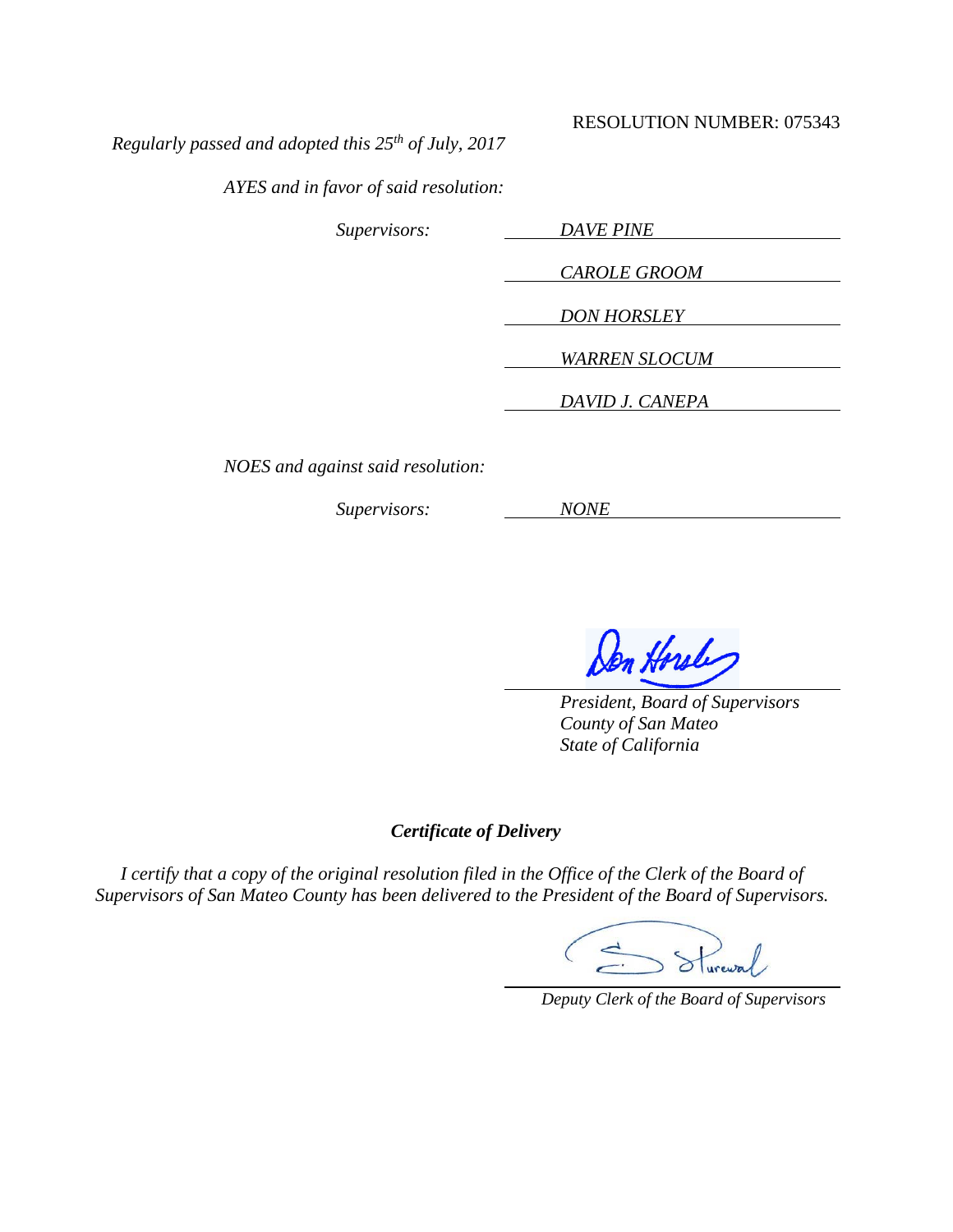RESOLUTION NUMBER: 075343

*Regularly passed and adopted this 25th of July, 2017*

*AYES and in favor of said resolution:*

*Supervisors:* *DAVE PINE*

*CAROLE GROOM*

*DON HORSLEY*

*WARREN SLOCUM*

*DAVID J. CANEPA*

*NOES and against said resolution:*

*Supervisors:* *NONE*

*President, Board of Supervisors*
*County of San Mateo*
*State of California*

***Certificate of Delivery***

*I certify that a copy of the original resolution filed in the Office of the Clerk of the Board of Supervisors of San Mateo County has been delivered to the President of the Board of Supervisors.*

*Deputy Clerk of the Board of Supervisors*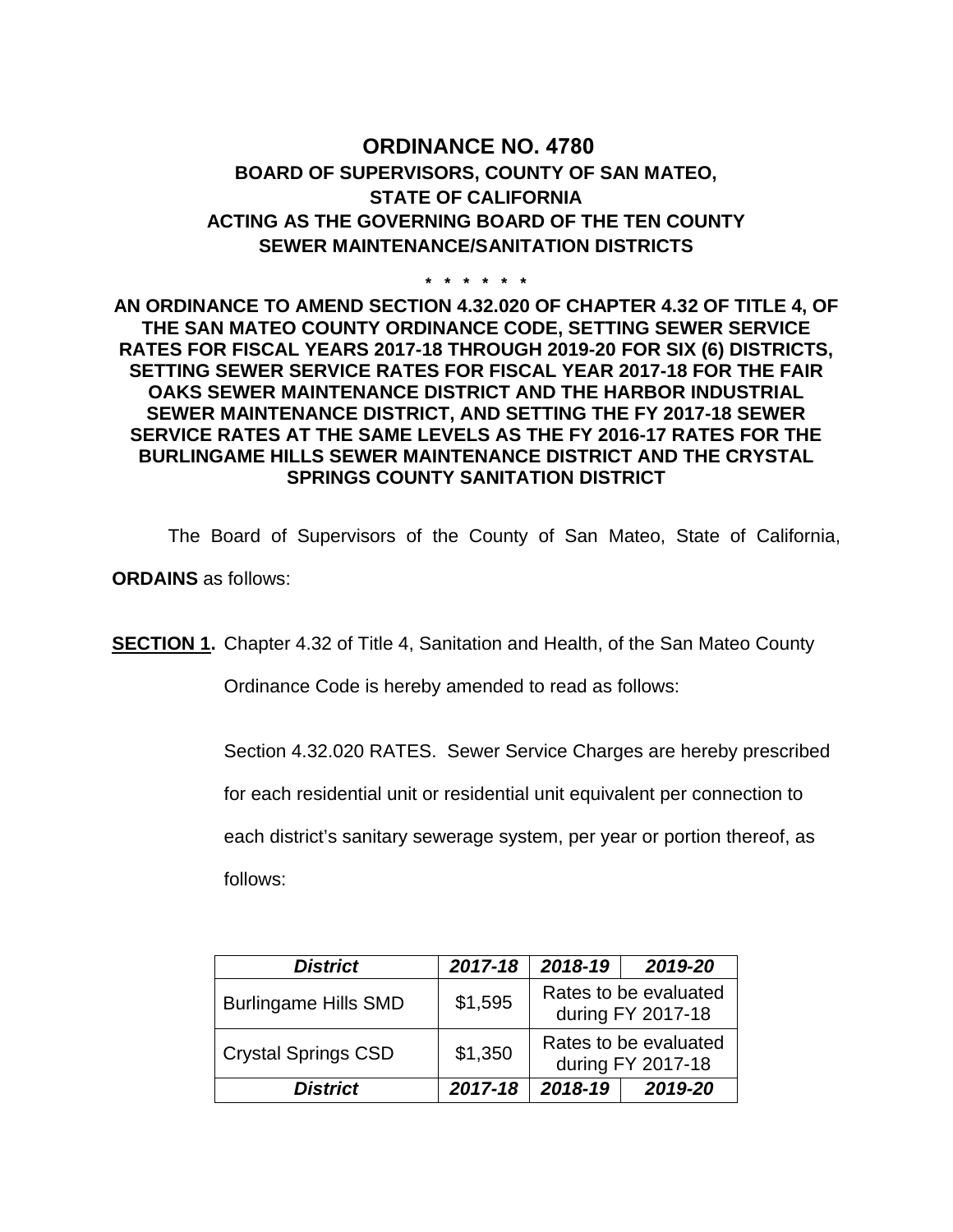# ORDINANCE NO. 4780

## BOARD OF SUPERVISORS, COUNTY OF SAN MATEO, STATE OF CALIFORNIA ACTING AS THE GOVERNING BOARD OF THE TEN COUNTY SEWER MAINTENANCE/SANITATION DISTRICTS

\* \* \* \* \* \*

**AN ORDINANCE TO AMEND SECTION 4.32.020 OF CHAPTER 4.32 OF TITLE 4, OF THE SAN MATEO COUNTY ORDINANCE CODE, SETTING SEWER SERVICE RATES FOR FISCAL YEARS 2017-18 THROUGH 2019-20 FOR SIX (6) DISTRICTS, SETTING SEWER SERVICE RATES FOR FISCAL YEAR 2017-18 FOR THE FAIR OAKS SEWER MAINTENANCE DISTRICT AND THE HARBOR INDUSTRIAL SEWER MAINTENANCE DISTRICT, AND SETTING THE FY 2017-18 SEWER SERVICE RATES AT THE SAME LEVELS AS THE FY 2016-17 RATES FOR THE BURLINGAME HILLS SEWER MAINTENANCE DISTRICT AND THE CRYSTAL SPRINGS COUNTY SANITATION DISTRICT**

The Board of Supervisors of the County of San Mateo, State of California, **ORDAINS** as follows:

**SECTION 1.** Chapter 4.32 of Title 4, Sanitation and Health, of the San Mateo County Ordinance Code is hereby amended to read as follows:

Section 4.32.020 RATES. Sewer Service Charges are hereby prescribed for each residential unit or residential unit equivalent per connection to each district's sanitary sewerage system, per year or portion thereof, as follows:

| *District* | *2017-18* | *2018-19* | *2019-20* |
|---|---|---|---|
| Burlingame Hills SMD | $1,595 | Rates to be evaluated during FY 2017-18 | |
| Crystal Springs CSD | $1,350 | Rates to be evaluated during FY 2017-18 | |
| *District* | *2017-18* | *2018-19* | *2019-20* |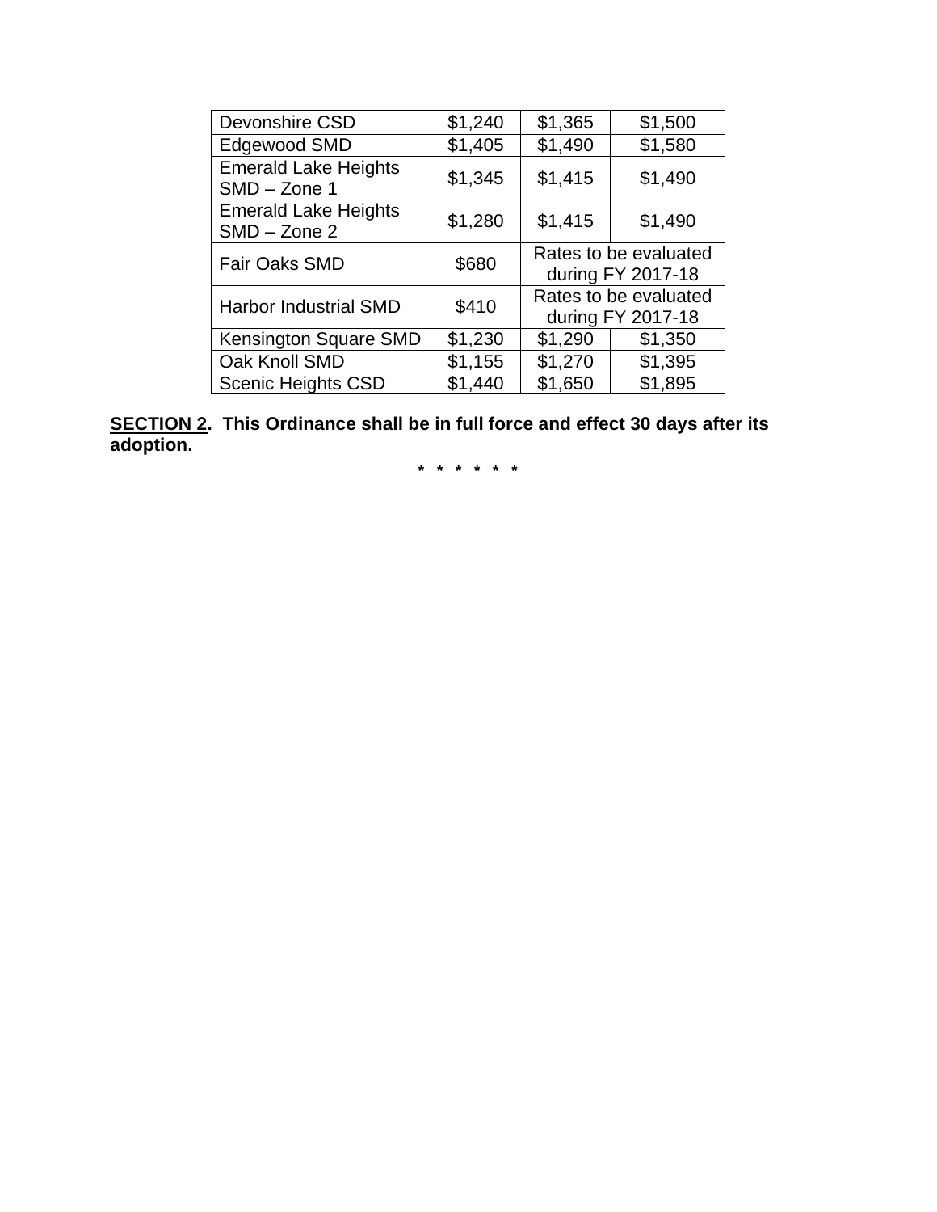| Devonshire CSD | $1,240 | $1,365 | $1,500 |
|---|---|---|---|
| Edgewood SMD | $1,405 | $1,490 | $1,580 |
| Emerald Lake Heights SMD – Zone 1 | $1,345 | $1,415 | $1,490 |
| Emerald Lake Heights SMD – Zone 2 | $1,280 | $1,415 | $1,490 |
| Fair Oaks SMD | $680 | Rates to be evaluated during FY 2017-18 | |
| Harbor Industrial SMD | $410 | Rates to be evaluated during FY 2017-18 | |
| Kensington Square SMD | $1,230 | $1,290 | $1,350 |
| Oak Knoll SMD | $1,155 | $1,270 | $1,395 |
| Scenic Heights CSD | $1,440 | $1,650 | $1,895 |

**<u>SECTION 2</u>. This Ordinance shall be in full force and effect 30 days after its adoption.**

**\* \* \* \* \* \***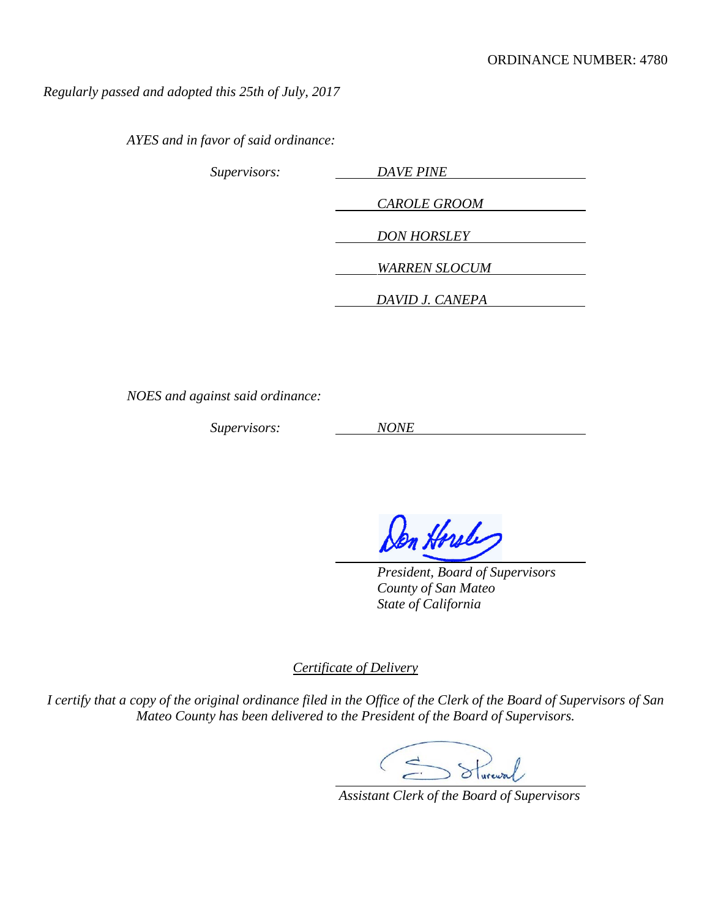ORDINANCE NUMBER: 4780

*Regularly passed and adopted this 25th of July, 2017*

*AYES and in favor of said ordinance:*

*Supervisors:* *DAVE PINE*

*CAROLE GROOM*

*DON HORSLEY*

*WARREN SLOCUM*

*DAVID J. CANEPA*

*NOES and against said ordinance:*

*Supervisors:* *NONE*

*President, Board of Supervisors*
*County of San Mateo*
*State of California*

*Certificate of Delivery*

*I certify that a copy of the original ordinance filed in the Office of the Clerk of the Board of Supervisors of San Mateo County has been delivered to the President of the Board of Supervisors.*

*Assistant Clerk of the Board of Supervisors*